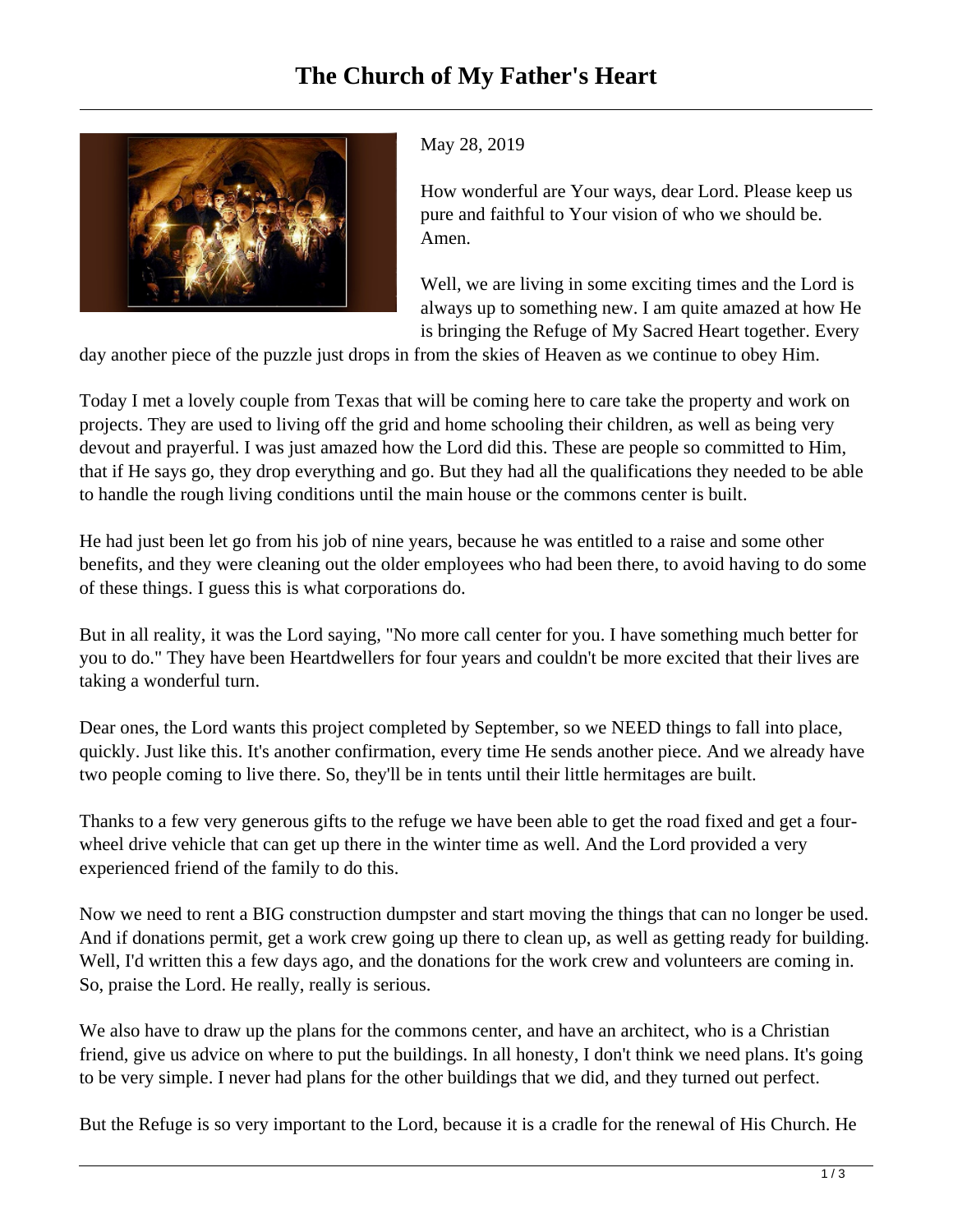# The Church of My Father's Heart

May 28, 2019

How wonderful are Your ways, dear Lord. Please keep us pure and faithful to Your vision of who we should be. Amen.

Well, we are living in some exciting times and the Lord is always up to something new. I am quite amazed at how He is bringing the Refuge of My Sacred Heart together. Every day another piece of the puzzle just drops in from the skies of Heaven as we continue to obey Him.

Today I met a lovely couple from Texas that will be coming here to care take the property and work on projects. They are used to living off the grid and home schooling their children, as well as being very devout and prayerful. I was just amazed how the Lord did this. These are people so committed to Him, that if He says go, they drop everything and go. But they had all the qualifications they needed to be able to handle the rough living conditions until the main house or the commons center is built.

He had just been let go from his job of nine years, because he was entitled to a raise and some other benefits, and they were cleaning out the older employees who had been there, to avoid having to do some of these things. I guess this is what corporations do.

But in all reality, it was the Lord saying, "No more call center for you. I have something much better for you to do." They have been Heartdwellers for four years and couldn't be more excited that their lives are taking a wonderful turn.

Dear ones, the Lord wants this project completed by September, so we NEED things to fall into place, quickly. Just like this. It's another confirmation, every time He sends another piece. And we already have two people coming to live there. So, they'll be in tents until their little hermitages are built.

Thanks to a few very generous gifts to the refuge we have been able to get the road fixed and get a four-wheel drive vehicle that can get up there in the winter time as well. And the Lord provided a very experienced friend of the family to do this.

Now we need to rent a BIG construction dumpster and start moving the things that can no longer be used. And if donations permit, get a work crew going up there to clean up, as well as getting ready for building. Well, I'd written this a few days ago, and the donations for the work crew and volunteers are coming in. So, praise the Lord. He really, really is serious.

We also have to draw up the plans for the commons center, and have an architect, who is a Christian friend, give us advice on where to put the buildings. In all honesty, I don't think we need plans. It's going to be very simple. I never had plans for the other buildings that we did, and they turned out perfect.

But the Refuge is so very important to the Lord, because it is a cradle for the renewal of His Church. He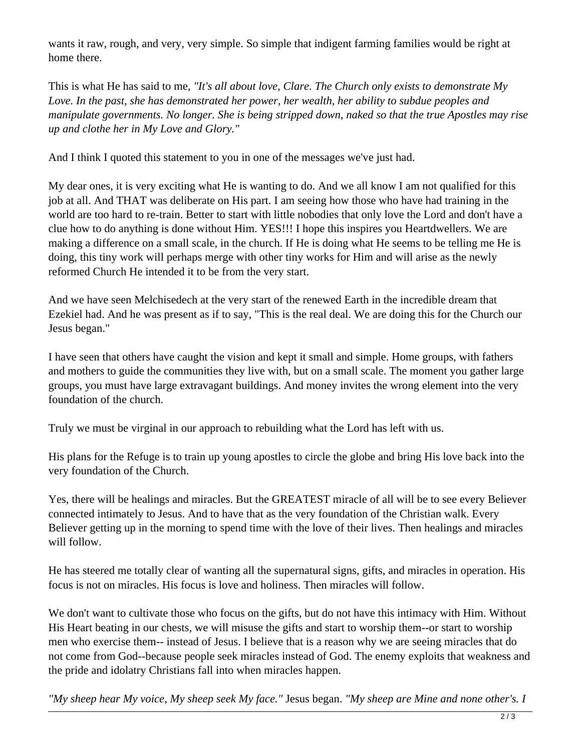wants it raw, rough, and very, very simple. So simple that indigent farming families would be right at home there.

This is what He has said to me, *"It's all about love, Clare. The Church only exists to demonstrate My Love. In the past, she has demonstrated her power, her wealth, her ability to subdue peoples and manipulate governments. No longer. She is being stripped down, naked so that the true Apostles may rise up and clothe her in My Love and Glory."*

And I think I quoted this statement to you in one of the messages we've just had.

My dear ones, it is very exciting what He is wanting to do. And we all know I am not qualified for this job at all. And THAT was deliberate on His part. I am seeing how those who have had training in the world are too hard to re-train. Better to start with little nobodies that only love the Lord and don't have a clue how to do anything is done without Him. YES!!! I hope this inspires you Heartdwellers. We are making a difference on a small scale, in the church. If He is doing what He seems to be telling me He is doing, this tiny work will perhaps merge with other tiny works for Him and will arise as the newly reformed Church He intended it to be from the very start.

And we have seen Melchisedech at the very start of the renewed Earth in the incredible dream that Ezekiel had. And he was present as if to say, "This is the real deal. We are doing this for the Church our Jesus began."

I have seen that others have caught the vision and kept it small and simple. Home groups, with fathers and mothers to guide the communities they live with, but on a small scale. The moment you gather large groups, you must have large extravagant buildings. And money invites the wrong element into the very foundation of the church.

Truly we must be virginal in our approach to rebuilding what the Lord has left with us.

His plans for the Refuge is to train up young apostles to circle the globe and bring His love back into the very foundation of the Church.

Yes, there will be healings and miracles. But the GREATEST miracle of all will be to see every Believer connected intimately to Jesus. And to have that as the very foundation of the Christian walk. Every Believer getting up in the morning to spend time with the love of their lives. Then healings and miracles will follow.

He has steered me totally clear of wanting all the supernatural signs, gifts, and miracles in operation. His focus is not on miracles. His focus is love and holiness. Then miracles will follow.

We don't want to cultivate those who focus on the gifts, but do not have this intimacy with Him. Without His Heart beating in our chests, we will misuse the gifts and start to worship them--or start to worship men who exercise them-- instead of Jesus. I believe that is a reason why we are seeing miracles that do not come from God--because people seek miracles instead of God. The enemy exploits that weakness and the pride and idolatry Christians fall into when miracles happen.

*"My sheep hear My voice, My sheep seek My face."* Jesus began. *"My sheep are Mine and none other's. I*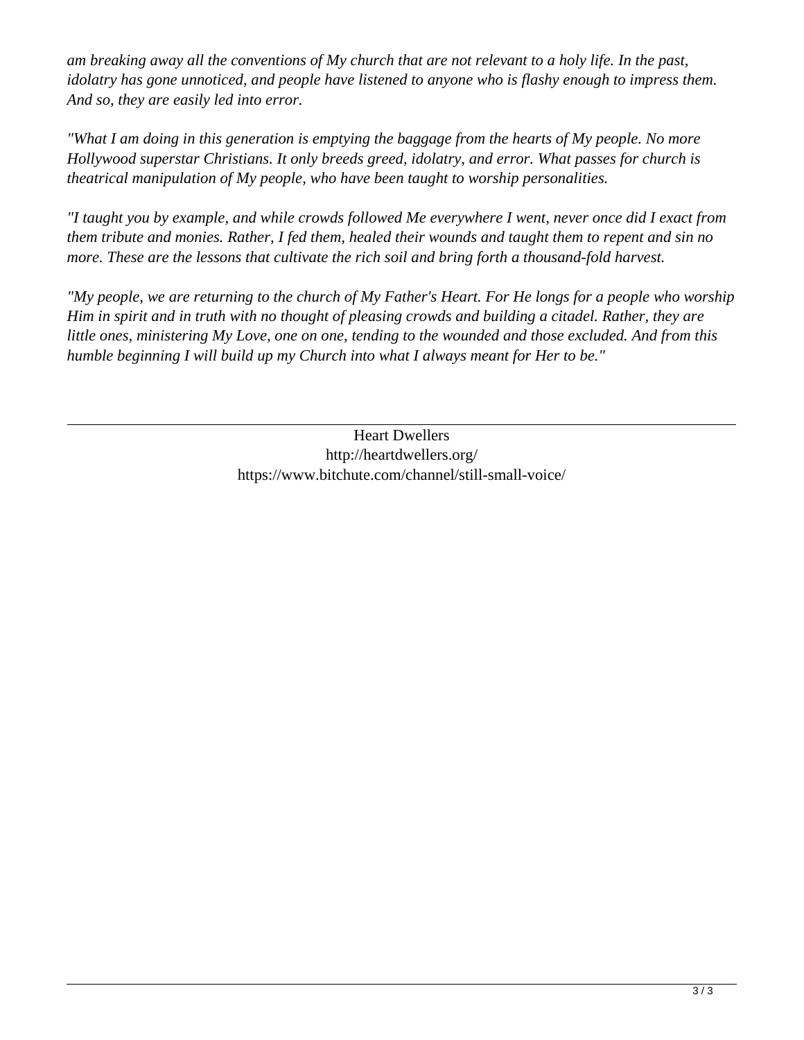*am breaking away all the conventions of My church that are not relevant to a holy life. In the past, idolatry has gone unnoticed, and people have listened to anyone who is flashy enough to impress them. And so, they are easily led into error.*

*"What I am doing in this generation is emptying the baggage from the hearts of My people. No more Hollywood superstar Christians. It only breeds greed, idolatry, and error. What passes for church is theatrical manipulation of My people, who have been taught to worship personalities.*

*"I taught you by example, and while crowds followed Me everywhere I went, never once did I exact from them tribute and monies. Rather, I fed them, healed their wounds and taught them to repent and sin no more. These are the lessons that cultivate the rich soil and bring forth a thousand-fold harvest.*

*"My people, we are returning to the church of My Father's Heart. For He longs for a people who worship Him in spirit and in truth with no thought of pleasing crowds and building a citadel. Rather, they are little ones, ministering My Love, one on one, tending to the wounded and those excluded. And from this humble beginning I will build up my Church into what I always meant for Her to be."*

---

Heart Dwellers
http://heartdwellers.org/
https://www.bitchute.com/channel/still-small-voice/